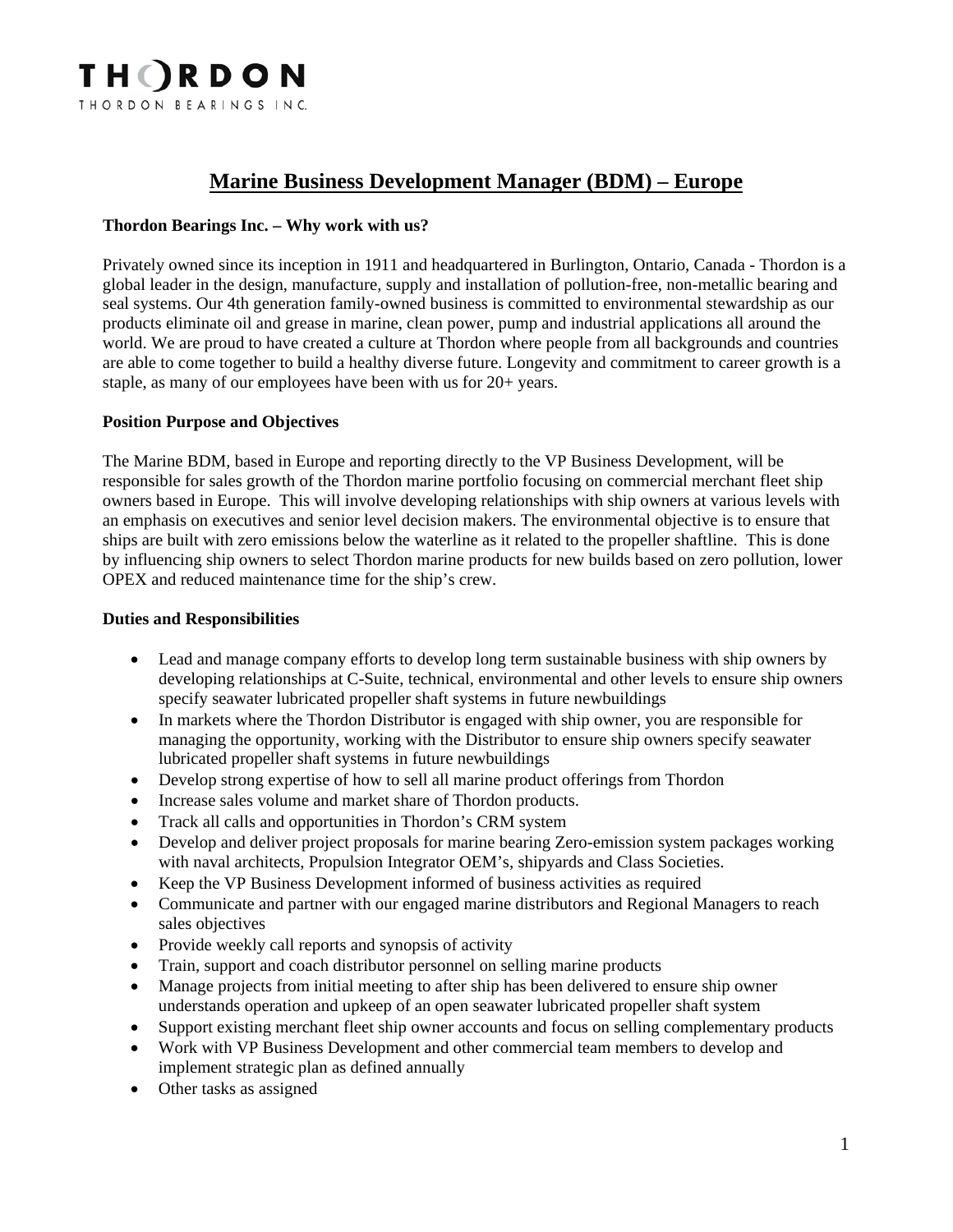THORDON

THORDON BEARINGS INC.

# Marine Business Development Manager (BDM) – Europe

**Thordon Bearings Inc. – Why work with us?**

Privately owned since its inception in 1911 and headquartered in Burlington, Ontario, Canada - Thordon is a global leader in the design, manufacture, supply and installation of pollution-free, non-metallic bearing and seal systems. Our 4th generation family-owned business is committed to environmental stewardship as our products eliminate oil and grease in marine, clean power, pump and industrial applications all around the world. We are proud to have created a culture at Thordon where people from all backgrounds and countries are able to come together to build a healthy diverse future. Longevity and commitment to career growth is a staple, as many of our employees have been with us for 20+ years.

**Position Purpose and Objectives**

The Marine BDM, based in Europe and reporting directly to the VP Business Development, will be responsible for sales growth of the Thordon marine portfolio focusing on commercial merchant fleet ship owners based in Europe. This will involve developing relationships with ship owners at various levels with an emphasis on executives and senior level decision makers. The environmental objective is to ensure that ships are built with zero emissions below the waterline as it related to the propeller shaftline. This is done by influencing ship owners to select Thordon marine products for new builds based on zero pollution, lower OPEX and reduced maintenance time for the ship's crew.

**Duties and Responsibilities**

- Lead and manage company efforts to develop long term sustainable business with ship owners by developing relationships at C-Suite, technical, environmental and other levels to ensure ship owners specify seawater lubricated propeller shaft systems in future newbuildings
- In markets where the Thordon Distributor is engaged with ship owner, you are responsible for managing the opportunity, working with the Distributor to ensure ship owners specify seawater lubricated propeller shaft systems in future newbuildings
- Develop strong expertise of how to sell all marine product offerings from Thordon
- Increase sales volume and market share of Thordon products.
- Track all calls and opportunities in Thordon's CRM system
- Develop and deliver project proposals for marine bearing Zero-emission system packages working with naval architects, Propulsion Integrator OEM's, shipyards and Class Societies.
- Keep the VP Business Development informed of business activities as required
- Communicate and partner with our engaged marine distributors and Regional Managers to reach sales objectives
- Provide weekly call reports and synopsis of activity
- Train, support and coach distributor personnel on selling marine products
- Manage projects from initial meeting to after ship has been delivered to ensure ship owner understands operation and upkeep of an open seawater lubricated propeller shaft system
- Support existing merchant fleet ship owner accounts and focus on selling complementary products
- Work with VP Business Development and other commercial team members to develop and implement strategic plan as defined annually
- Other tasks as assigned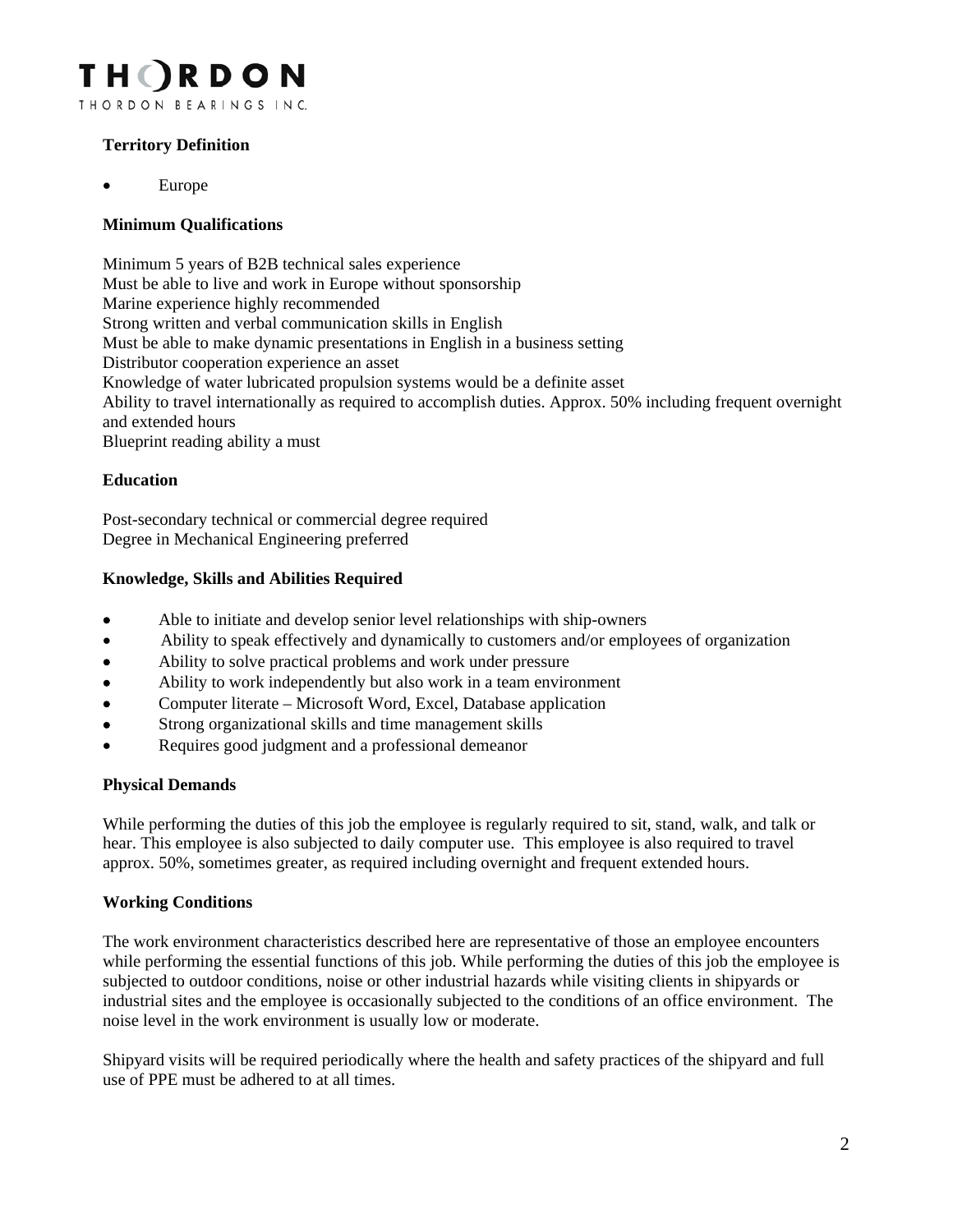**Territory Definition**

- Europe

**Minimum Qualifications**

Minimum 5 years of B2B technical sales experience
Must be able to live and work in Europe without sponsorship
Marine experience highly recommended
Strong written and verbal communication skills in English
Must be able to make dynamic presentations in English in a business setting
Distributor cooperation experience an asset
Knowledge of water lubricated propulsion systems would be a definite asset
Ability to travel internationally as required to accomplish duties. Approx. 50% including frequent overnight and extended hours
Blueprint reading ability a must

**Education**

Post-secondary technical or commercial degree required
Degree in Mechanical Engineering preferred

**Knowledge, Skills and Abilities Required**

- Able to initiate and develop senior level relationships with ship-owners
- Ability to speak effectively and dynamically to customers and/or employees of organization
- Ability to solve practical problems and work under pressure
- Ability to work independently but also work in a team environment
- Computer literate – Microsoft Word, Excel, Database application
- Strong organizational skills and time management skills
- Requires good judgment and a professional demeanor

**Physical Demands**

While performing the duties of this job the employee is regularly required to sit, stand, walk, and talk or hear. This employee is also subjected to daily computer use. This employee is also required to travel approx. 50%, sometimes greater, as required including overnight and frequent extended hours.

**Working Conditions**

The work environment characteristics described here are representative of those an employee encounters while performing the essential functions of this job. While performing the duties of this job the employee is subjected to outdoor conditions, noise or other industrial hazards while visiting clients in shipyards or industrial sites and the employee is occasionally subjected to the conditions of an office environment. The noise level in the work environment is usually low or moderate.

Shipyard visits will be required periodically where the health and safety practices of the shipyard and full use of PPE must be adhered to at all times.